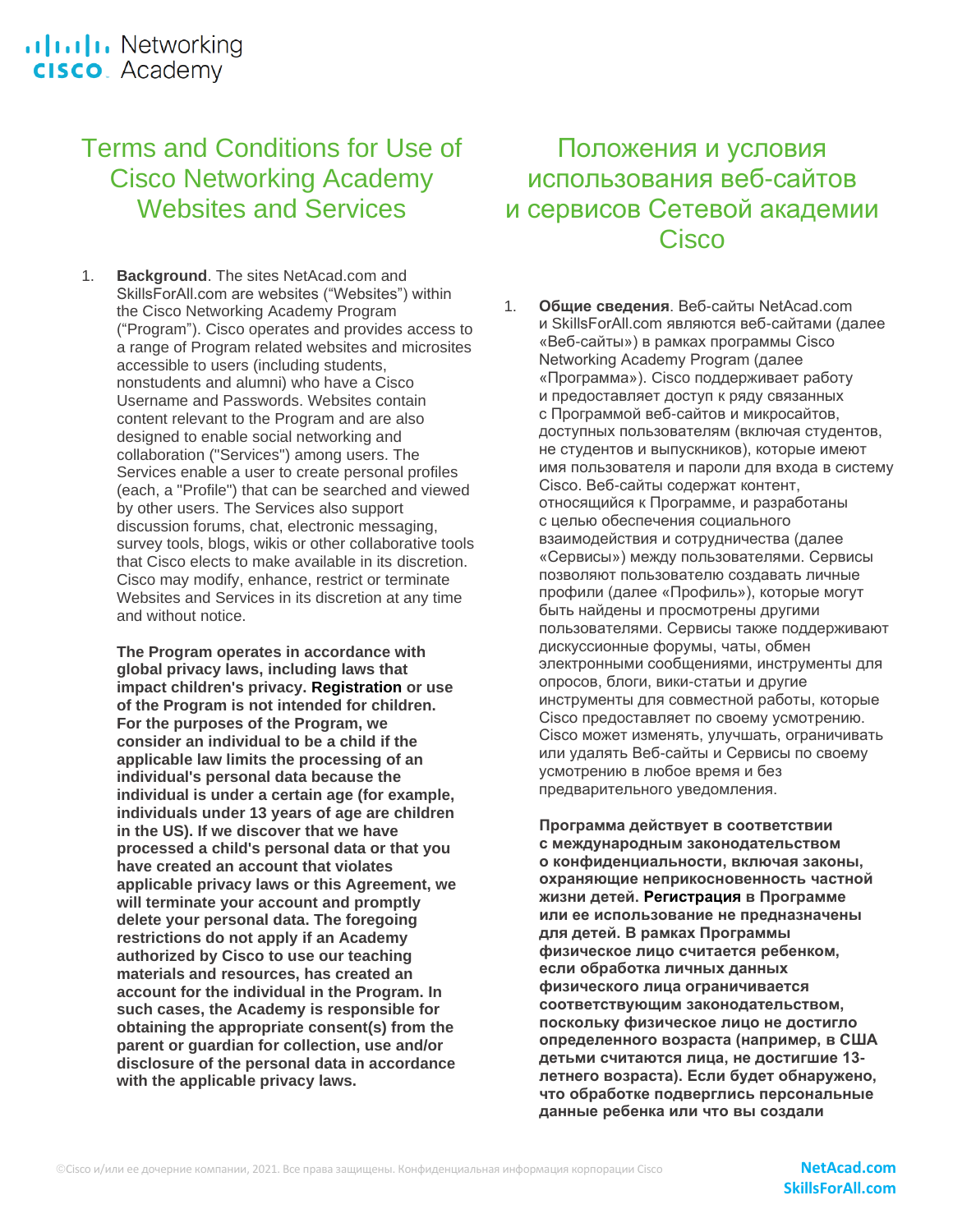# Terms and Conditions for Use of Cisco Networking Academy Websites and Services

1. **Background**. The sites NetAcad.com and SkillsForAll.com are websites (“Websites”) within the Cisco Networking Academy Program (“Program”). Cisco operates and provides access to a range of Program related websites and microsites accessible to users (including students, nonstudents and alumni) who have a Cisco Username and Passwords. Websites contain content relevant to the Program and are also designed to enable social networking and collaboration ("Services") among users. The Services enable a user to create personal profiles (each, a "Profile") that can be searched and viewed by other users. The Services also support discussion forums, chat, electronic messaging, survey tools, blogs, wikis or other collaborative tools that Cisco elects to make available in its discretion. Cisco may modify, enhance, restrict or terminate Websites and Services in its discretion at any time and without notice.

   **The Program operates in accordance with global privacy laws, including laws that impact children's privacy. Registration or use of the Program is not intended for children. For the purposes of the Program, we consider an individual to be a child if the applicable law limits the processing of an individual's personal data because the individual is under a certain age (for example, individuals under 13 years of age are children in the US). If we discover that we have processed a child's personal data or that you have created an account that violates applicable privacy laws or this Agreement, we will terminate your account and promptly delete your personal data. The foregoing restrictions do not apply if an Academy authorized by Cisco to use our teaching materials and resources, has created an account for the individual in the Program. In such cases, the Academy is responsible for obtaining the appropriate consent(s) from the parent or guardian for collection, use and/or disclosure of the personal data in accordance with the applicable privacy laws.**

# Положения и условия использования веб-сайтов и сервисов Сетевой академии Cisco

1. **Общие сведения**. Веб-сайты NetAcad.com и SkillsForAll.com являются веб-сайтами (далее «Веб-сайты») в рамках программы Cisco Networking Academy Program (далее «Программа»). Cisco поддерживает работу и предоставляет доступ к ряду связанных с Программой веб-сайтов и микросайтов, доступных пользователям (включая студентов, не студентов и выпускников), которые имеют имя пользователя и пароли для входа в систему Cisco. Веб-сайты содержат контент, относящийся к Программе, и разработаны с целью обеспечения социального взаимодействия и сотрудничества (далее «Сервисы») между пользователями. Сервисы позволяют пользователю создавать личные профили (далее «Профиль»), которые могут быть найдены и просмотрены другими пользователями. Сервисы также поддерживают дискуссионные форумы, чаты, обмен электронными сообщениями, инструменты для опросов, блоги, вики-статьи и другие инструменты для совместной работы, которые Cisco предоставляет по своему усмотрению. Cisco может изменять, улучшать, ограничивать или удалять Веб-сайты и Сервисы по своему усмотрению в любое время и без предварительного уведомления.

   **Программа действует в соответствии с международным законодательством о конфиденциальности, включая законы, охраняющие неприкосновенность частной жизни детей. Регистрация в Программе или ее использование не предназначены для детей. В рамках Программы физическое лицо считается ребенком, если обработка личных данных физического лица ограничивается соответствующим законодательством, поскольку физическое лицо не достигло определенного возраста (например, в США детьми считаются лица, не достигшие 13-летнего возраста). Если будет обнаружено, что обработке подверглись персональные данные ребенка или что вы создали**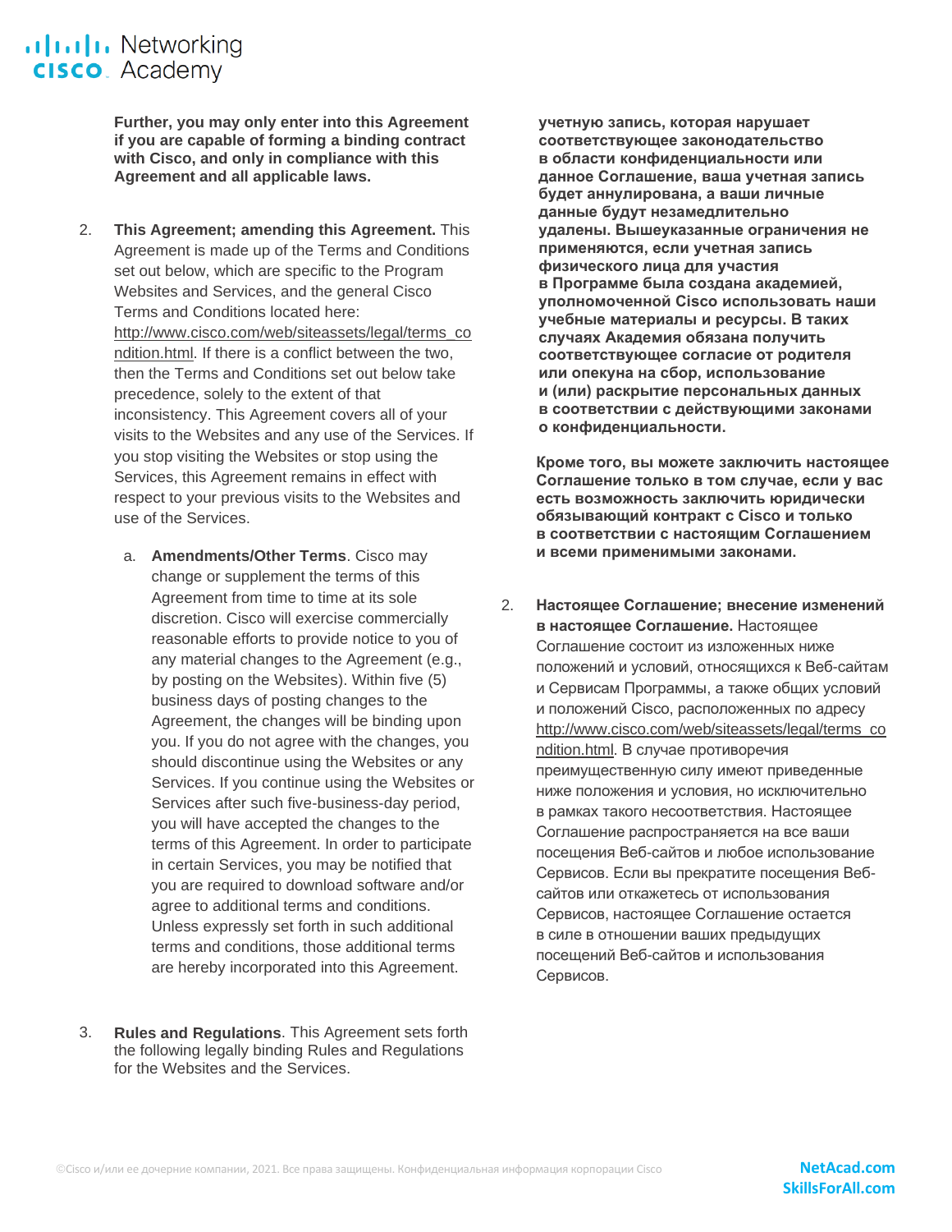**Further, you may only enter into this Agreement if you are capable of forming a binding contract with Cisco, and only in compliance with this Agreement and all applicable laws.**

2. **This Agreement; amending this Agreement.** This Agreement is made up of the Terms and Conditions set out below, which are specific to the Program Websites and Services, and the general Cisco Terms and Conditions located here: http://www.cisco.com/web/siteassets/legal/terms_condition.html. If there is a conflict between the two, then the Terms and Conditions set out below take precedence, solely to the extent of that inconsistency. This Agreement covers all of your visits to the Websites and any use of the Services. If you stop visiting the Websites or stop using the Services, this Agreement remains in effect with respect to your previous visits to the Websites and use of the Services.

   a. **Amendments/Other Terms**. Cisco may change or supplement the terms of this Agreement from time to time at its sole discretion. Cisco will exercise commercially reasonable efforts to provide notice to you of any material changes to the Agreement (e.g., by posting on the Websites). Within five (5) business days of posting changes to the Agreement, the changes will be binding upon you. If you do not agree with the changes, you should discontinue using the Websites or any Services. If you continue using the Websites or Services after such five-business-day period, you will have accepted the changes to the terms of this Agreement. In order to participate in certain Services, you may be notified that you are required to download software and/or agree to additional terms and conditions. Unless expressly set forth in such additional terms and conditions, those additional terms are hereby incorporated into this Agreement.

3. **Rules and Regulations**. This Agreement sets forth the following legally binding Rules and Regulations for the Websites and the Services.

**учетную запись, которая нарушает соответствующее законодательство в области конфиденциальности или данное Соглашение, ваша учетная запись будет аннулирована, а ваши личные данные будут незамедлительно удалены. Вышеуказанные ограничения не применяются, если учетная запись физического лица для участия в Программе была создана академией, уполномоченной Cisco использовать наши учебные материалы и ресурсы. В таких случаях Академия обязана получить соответствующее согласие от родителя или опекуна на сбор, использование и (или) раскрытие персональных данных в соответствии с действующими законами о конфиденциальности.**

**Кроме того, вы можете заключить настоящее Соглашение только в том случае, если у вас есть возможность заключить юридически обязывающий контракт с Cisco и только в соответствии с настоящим Соглашением и всеми применимыми законами.**

2. **Настоящее Соглашение; внесение изменений в настоящее Соглашение.** Настоящее Соглашение состоит из изложенных ниже положений и условий, относящихся к Веб-сайтам и Сервисам Программы, а также общих условий и положений Cisco, расположенных по адресу http://www.cisco.com/web/siteassets/legal/terms_condition.html. В случае противоречия преимущественную силу имеют приведенные ниже положения и условия, но исключительно в рамках такого несоответствия. Настоящее Соглашение распространяется на все ваши посещения Веб-сайтов и любое использование Сервисов. Если вы прекратите посещения Веб-сайтов или откажетесь от использования Сервисов, настоящее Соглашение остается в силе в отношении ваших предыдущих посещений Веб-сайтов и использования Сервисов.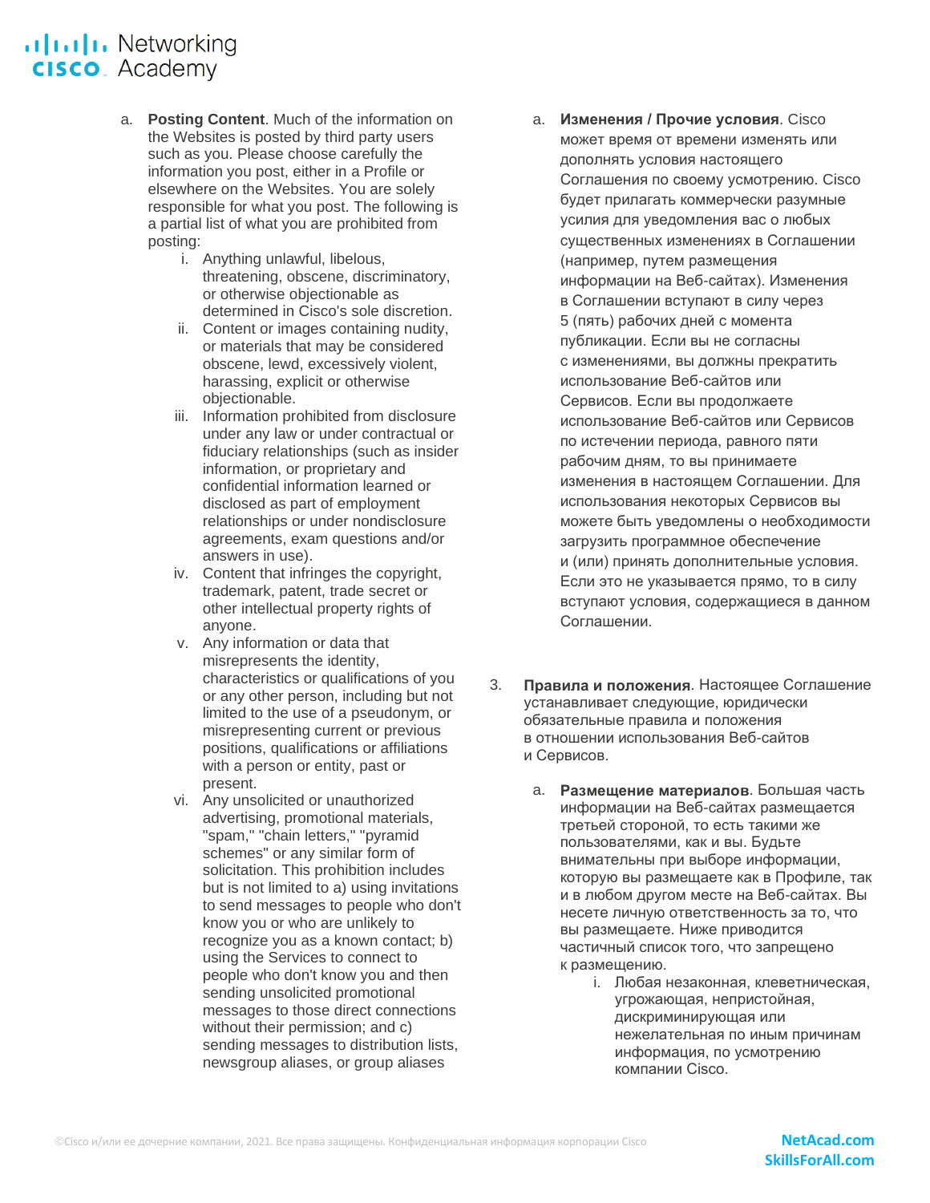a. **Posting Content**. Much of the information on the Websites is posted by third party users such as you. Please choose carefully the information you post, either in a Profile or elsewhere on the Websites. You are solely responsible for what you post. The following is a partial list of what you are prohibited from posting:

   i. Anything unlawful, libelous, threatening, obscene, discriminatory, or otherwise objectionable as determined in Cisco's sole discretion.
   
   ii. Content or images containing nudity, or materials that may be considered obscene, lewd, excessively violent, harassing, explicit or otherwise objectionable.
   
   iii. Information prohibited from disclosure under any law or under contractual or fiduciary relationships (such as insider information, or proprietary and confidential information learned or disclosed as part of employment relationships or under nondisclosure agreements, exam questions and/or answers in use).
   
   iv. Content that infringes the copyright, trademark, patent, trade secret or other intellectual property rights of anyone.
   
   v. Any information or data that misrepresents the identity, characteristics or qualifications of you or any other person, including but not limited to the use of a pseudonym, or misrepresenting current or previous positions, qualifications or affiliations with a person or entity, past or present.
   
   vi. Any unsolicited or unauthorized advertising, promotional materials, "spam," "chain letters," "pyramid schemes" or any similar form of solicitation. This prohibition includes but is not limited to a) using invitations to send messages to people who don't know you or who are unlikely to recognize you as a known contact; b) using the Services to connect to people who don't know you and then sending unsolicited promotional messages to those direct connections without their permission; and c) sending messages to distribution lists, newsgroup aliases, or group aliases

a. **Изменения / Прочие условия**. Cisco может время от времени изменять или дополнять условия настоящего Соглашения по своему усмотрению. Cisco будет прилагать коммерчески разумные усилия для уведомления вас о любых существенных изменениях в Соглашении (например, путем размещения информации на Веб-сайтах). Изменения в Соглашении вступают в силу через 5 (пять) рабочих дней с момента публикации. Если вы не согласны с изменениями, вы должны прекратить использование Веб-сайтов или Сервисов. Если вы продолжаете использование Веб-сайтов или Сервисов по истечении периода, равного пяти рабочим дням, то вы принимаете изменения в настоящем Соглашении. Для использования некоторых Сервисов вы можете быть уведомлены о необходимости загрузить программное обеспечение и (или) принять дополнительные условия. Если это не указывается прямо, то в силу вступают условия, содержащиеся в данном Соглашении.

3. **Правила и положения**. Настоящее Соглашение устанавливает следующие, юридически обязательные правила и положения в отношении использования Веб-сайтов и Сервисов.

   a. **Размещение материалов**. Большая часть информации на Веб-сайтах размещается третьей стороной, то есть такими же пользователями, как и вы. Будьте внимательны при выборе информации, которую вы размещаете как в Профиле, так и в любом другом месте на Веб-сайтах. Вы несете личную ответственность за то, что вы размещаете. Ниже приводится частичный список того, что запрещено к размещению.
   
      i. Любая незаконная, клеветническая, угрожающая, непристойная, дискриминирующая или нежелательная по иным причинам информация, по усмотрению компании Cisco.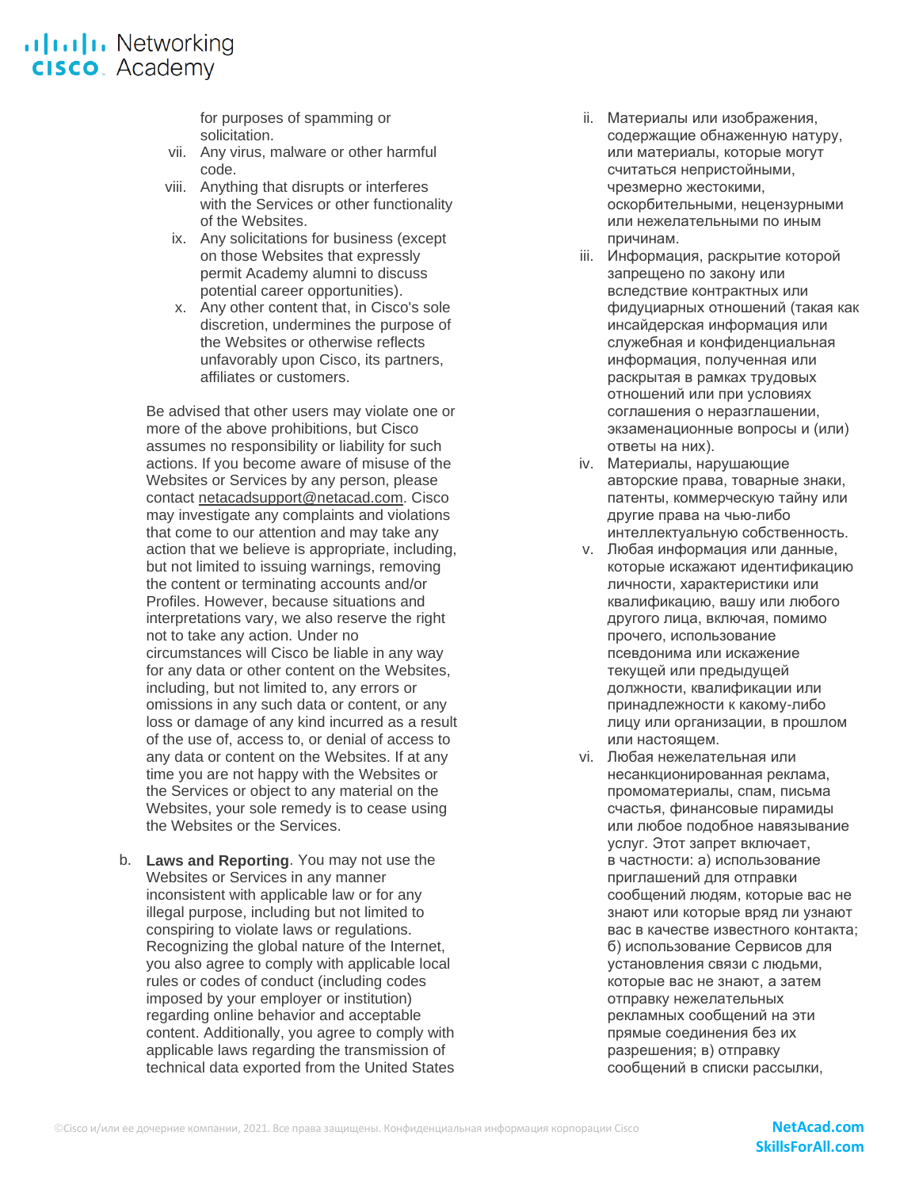for purposes of spamming or solicitation.

vii. Any virus, malware or other harmful code.

viii. Anything that disrupts or interferes with the Services or other functionality of the Websites.

ix. Any solicitations for business (except on those Websites that expressly permit Academy alumni to discuss potential career opportunities).

x. Any other content that, in Cisco's sole discretion, undermines the purpose of the Websites or otherwise reflects unfavorably upon Cisco, its partners, affiliates or customers.

Be advised that other users may violate one or more of the above prohibitions, but Cisco assumes no responsibility or liability for such actions. If you become aware of misuse of the Websites or Services by any person, please contact netacadsupport@netacad.com. Cisco may investigate any complaints and violations that come to our attention and may take any action that we believe is appropriate, including, but not limited to issuing warnings, removing the content or terminating accounts and/or Profiles. However, because situations and interpretations vary, we also reserve the right not to take any action. Under no circumstances will Cisco be liable in any way for any data or other content on the Websites, including, but not limited to, any errors or omissions in any such data or content, or any loss or damage of any kind incurred as a result of the use of, access to, or denial of access to any data or content on the Websites. If at any time you are not happy with the Websites or the Services or object to any material on the Websites, your sole remedy is to cease using the Websites or the Services.

b. **Laws and Reporting**. You may not use the Websites or Services in any manner inconsistent with applicable law or for any illegal purpose, including but not limited to conspiring to violate laws or regulations. Recognizing the global nature of the Internet, you also agree to comply with applicable local rules or codes of conduct (including codes imposed by your employer or institution) regarding online behavior and acceptable content. Additionally, you agree to comply with applicable laws regarding the transmission of technical data exported from the United States

ii. Материалы или изображения, содержащие обнаженную натуру, или материалы, которые могут считаться непристойными, чрезмерно жестокими, оскорбительными, нецензурными или нежелательными по иным причинам.

iii. Информация, раскрытие которой запрещено по закону или вследствие контрактных или фидуциарных отношений (такая как инсайдерская информация или служебная и конфиденциальная информация, полученная или раскрытая в рамках трудовых отношений или при условиях соглашения о неразглашении, экзаменационные вопросы и (или) ответы на них).

iv. Материалы, нарушающие авторские права, товарные знаки, патенты, коммерческую тайну или другие права на чью-либо интеллектуальную собственность.

v. Любая информация или данные, которые искажают идентификацию личности, характеристики или квалификацию, вашу или любого другого лица, включая, помимо прочего, использование псевдонима или искажение текущей или предыдущей должности, квалификации или принадлежности к какому-либо лицу или организации, в прошлом или настоящем.

vi. Любая нежелательная или несанкционированная реклама, промоматериалы, спам, письма счастья, финансовые пирамиды или любое подобное навязывание услуг. Этот запрет включает, в частности: а) использование приглашений для отправки сообщений людям, которые вас не знают или которые вряд ли узнают вас в качестве известного контакта; б) использование Сервисов для установления связи с людьми, которые вас не знают, а затем отправку нежелательных рекламных сообщений на эти прямые соединения без их разрешения; в) отправку сообщений в списки рассылки,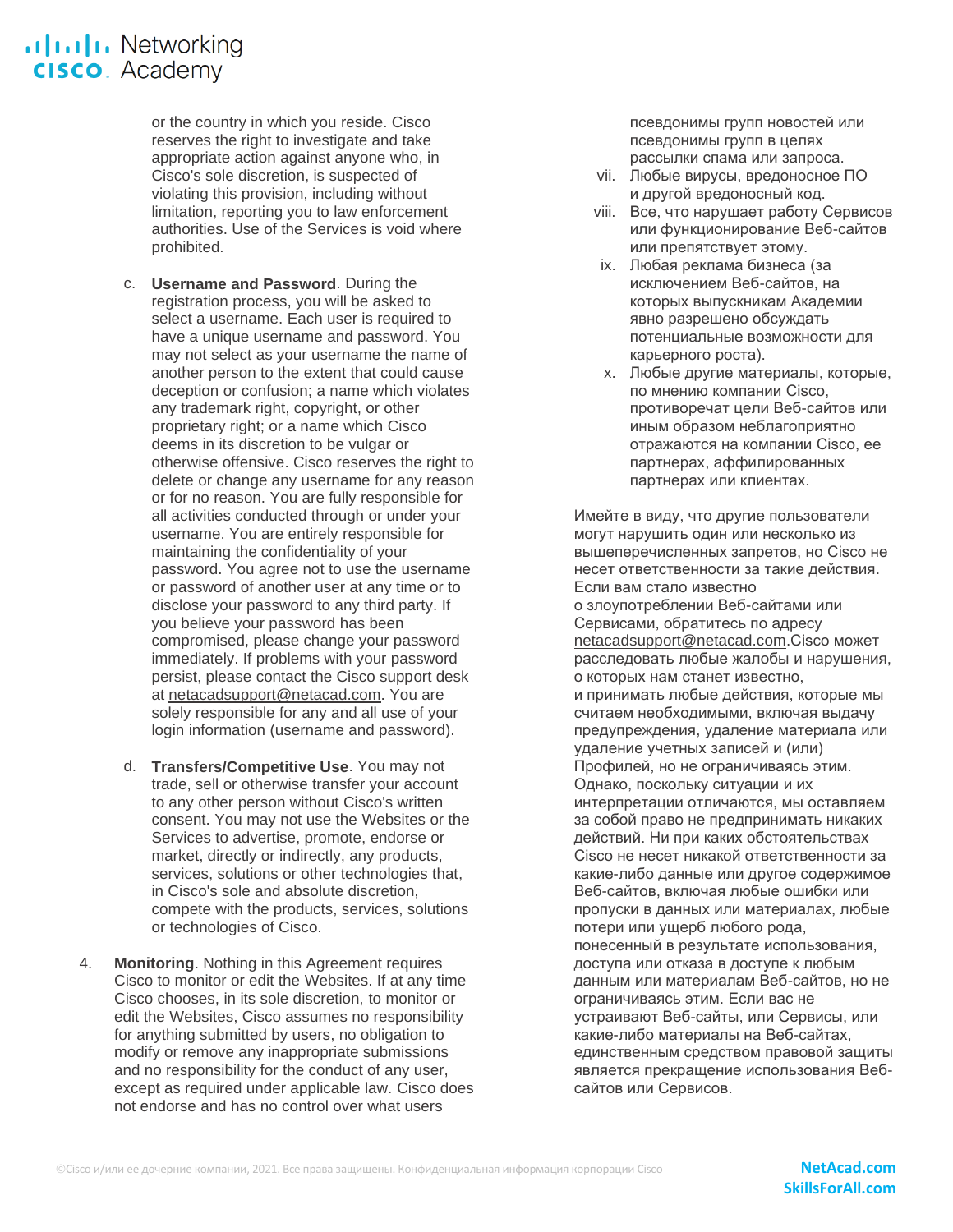or the country in which you reside. Cisco reserves the right to investigate and take appropriate action against anyone who, in Cisco's sole discretion, is suspected of violating this provision, including without limitation, reporting you to law enforcement authorities. Use of the Services is void where prohibited.

c. **Username and Password**. During the registration process, you will be asked to select a username. Each user is required to have a unique username and password. You may not select as your username the name of another person to the extent that could cause deception or confusion; a name which violates any trademark right, copyright, or other proprietary right; or a name which Cisco deems in its discretion to be vulgar or otherwise offensive. Cisco reserves the right to delete or change any username for any reason or for no reason. You are fully responsible for all activities conducted through or under your username. You are entirely responsible for maintaining the confidentiality of your password. You agree not to use the username or password of another user at any time or to disclose your password to any third party. If you believe your password has been compromised, please change your password immediately. If problems with your password persist, please contact the Cisco support desk at netacadsupport@netacad.com. You are solely responsible for any and all use of your login information (username and password).

d. **Transfers/Competitive Use**. You may not trade, sell or otherwise transfer your account to any other person without Cisco's written consent. You may not use the Websites or the Services to advertise, promote, endorse or market, directly or indirectly, any products, services, solutions or other technologies that, in Cisco's sole and absolute discretion, compete with the products, services, solutions or technologies of Cisco.

4. **Monitoring**. Nothing in this Agreement requires Cisco to monitor or edit the Websites. If at any time Cisco chooses, in its sole discretion, to monitor or edit the Websites, Cisco assumes no responsibility for anything submitted by users, no obligation to modify or remove any inappropriate submissions and no responsibility for the conduct of any user, except as required under applicable law. Cisco does not endorse and has no control over what users

псевдонимы групп новостей или псевдонимы групп в целях рассылки спама или запроса.

vii. Любые вирусы, вредоносное ПО и другой вредоносный код.

viii. Все, что нарушает работу Сервисов или функционирование Веб-сайтов или препятствует этому.

ix. Любая реклама бизнеса (за исключением Веб-сайтов, на которых выпускникам Академии явно разрешено обсуждать потенциальные возможности для карьерного роста).

x. Любые другие материалы, которые, по мнению компании Cisco, противоречат цели Веб-сайтов или иным образом неблагоприятно отражаются на компании Cisco, ее партнерах, аффилированных партнерах или клиентах.

Имейте в виду, что другие пользователи могут нарушить один или несколько из вышеперечисленных запретов, но Cisco не несет ответственности за такие действия. Если вам стало известно о злоупотреблении Веб-сайтами или Сервисами, обратитесь по адресу netacadsupport@netacad.com.Cisco может расследовать любые жалобы и нарушения, о которых нам станет известно, и принимать любые действия, которые мы считаем необходимыми, включая выдачу предупреждения, удаление материала или удаление учетных записей и (или) Профилей, но не ограничиваясь этим. Однако, поскольку ситуации и их интерпретации отличаются, мы оставляем за собой право не предпринимать никаких действий. Ни при каких обстоятельствах Cisco не несет никакой ответственности за какие-либо данные или другое содержимое Веб-сайтов, включая любые ошибки или пропуски в данных или материалах, любые потери или ущерб любого рода, понесенный в результате использования, доступа или отказа в доступе к любым данным или материалам Веб-сайтов, но не ограничиваясь этим. Если вас не устраивают Веб-сайты, или Сервисы, или какие-либо материалы на Веб-сайтах, единственным средством правовой защиты является прекращение использования Веб-сайтов или Сервисов.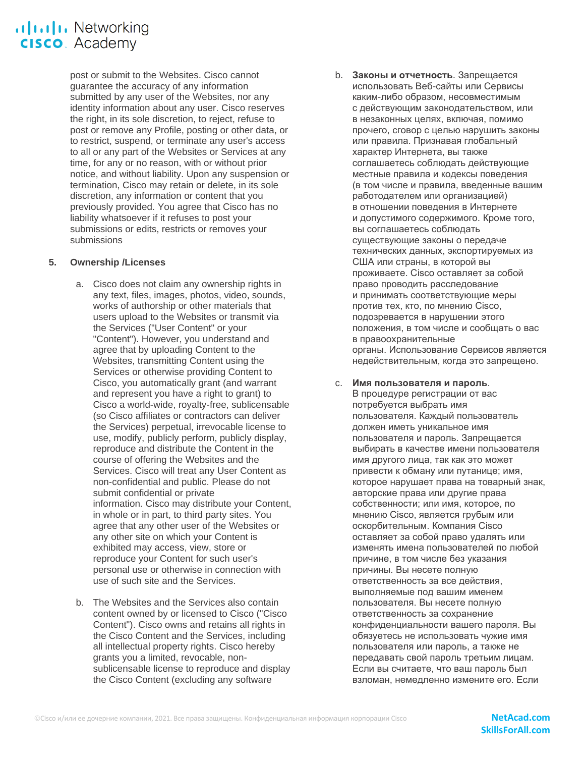post or submit to the Websites. Cisco cannot guarantee the accuracy of any information submitted by any user of the Websites, nor any identity information about any user. Cisco reserves the right, in its sole discretion, to reject, refuse to post or remove any Profile, posting or other data, or to restrict, suspend, or terminate any user's access to all or any part of the Websites or Services at any time, for any or no reason, with or without prior notice, and without liability. Upon any suspension or termination, Cisco may retain or delete, in its sole discretion, any information or content that you previously provided. You agree that Cisco has no liability whatsoever if it refuses to post your submissions or edits, restricts or removes your submissions

## 5. Ownership /Licenses

a. Cisco does not claim any ownership rights in any text, files, images, photos, video, sounds, works of authorship or other materials that users upload to the Websites or transmit via the Services ("User Content" or your "Content"). However, you understand and agree that by uploading Content to the Websites, transmitting Content using the Services or otherwise providing Content to Cisco, you automatically grant (and warrant and represent you have a right to grant) to Cisco a world-wide, royalty-free, sublicensable (so Cisco affiliates or contractors can deliver the Services) perpetual, irrevocable license to use, modify, publicly perform, publicly display, reproduce and distribute the Content in the course of offering the Websites and the Services. Cisco will treat any User Content as non-confidential and public. Please do not submit confidential or private information. Cisco may distribute your Content, in whole or in part, to third party sites. You agree that any other user of the Websites or any other site on which your Content is exhibited may access, view, store or reproduce your Content for such user's personal use or otherwise in connection with use of such site and the Services.

b. The Websites and the Services also contain content owned by or licensed to Cisco ("Cisco Content"). Cisco owns and retains all rights in the Cisco Content and the Services, including all intellectual property rights. Cisco hereby grants you a limited, revocable, non-sublicensable license to reproduce and display the Cisco Content (excluding any software

b. **Законы и отчетность**. Запрещается использовать Веб-сайты или Сервисы каким-либо образом, несовместимым с действующим законодательством, или в незаконных целях, включая, помимо прочего, сговор с целью нарушить законы или правила. Признавая глобальный характер Интернета, вы также соглашаетесь соблюдать действующие местные правила и кодексы поведения (в том числе и правила, введенные вашим работодателем или организацией) в отношении поведения в Интернете и допустимого содержимого. Кроме того, вы соглашаетесь соблюдать существующие законы о передаче технических данных, экспортируемых из США или страны, в которой вы проживаете. Cisco оставляет за собой право проводить расследование и принимать соответствующие меры против тех, кто, по мнению Cisco, подозревается в нарушении этого положения, в том числе и сообщать о вас в правоохранительные органы. Использование Сервисов является недействительным, когда это запрещено.

c. **Имя пользователя и пароль**. В процедуре регистрации от вас потребуется выбрать имя пользователя. Каждый пользователь должен иметь уникальное имя пользователя и пароль. Запрещается выбирать в качестве имени пользователя имя другого лица, так как это может привести к обману или путанице; имя, которое нарушает права на товарный знак, авторские права или другие права собственности; или имя, которое, по мнению Cisco, является грубым или оскорбительным. Компания Cisco оставляет за собой право удалять или изменять имена пользователей по любой причине, в том числе без указания причины. Вы несете полную ответственность за все действия, выполняемые под вашим именем пользователя. Вы несете полную ответственность за сохранение конфиденциальности вашего пароля. Вы обязуетесь не использовать чужие имя пользователя или пароль, а также не передавать свой пароль третьим лицам. Если вы считаете, что ваш пароль был взломан, немедленно измените его. Если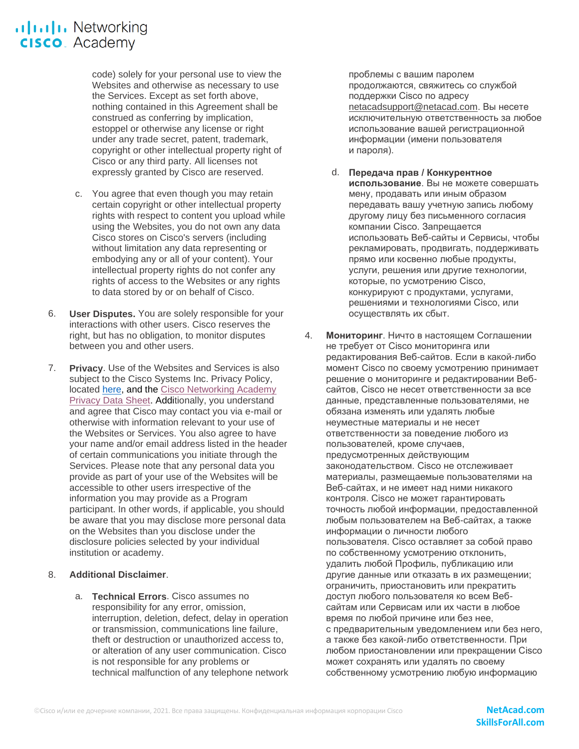code) solely for your personal use to view the Websites and otherwise as necessary to use the Services. Except as set forth above, nothing contained in this Agreement shall be construed as conferring by implication, estoppel or otherwise any license or right under any trade secret, patent, trademark, copyright or other intellectual property right of Cisco or any third party. All licenses not expressly granted by Cisco are reserved.

c. You agree that even though you may retain certain copyright or other intellectual property rights with respect to content you upload while using the Websites, you do not own any data Cisco stores on Cisco's servers (including without limitation any data representing or embodying any or all of your content). Your intellectual property rights do not confer any rights of access to the Websites or any rights to data stored by or on behalf of Cisco.

6. **User Disputes.** You are solely responsible for your interactions with other users. Cisco reserves the right, but has no obligation, to monitor disputes between you and other users.

7. **Privacy**. Use of the Websites and Services is also subject to the Cisco Systems Inc. Privacy Policy, located [here](), and the [Cisco Networking Academy Privacy Data Sheet](). Additionally, you understand and agree that Cisco may contact you via e-mail or otherwise with information relevant to your use of the Websites or Services. You also agree to have your name and/or email address listed in the header of certain communications you initiate through the Services. Please note that any personal data you provide as part of your use of the Websites will be accessible to other users irrespective of the information you may provide as a Program participant. In other words, if applicable, you should be aware that you may disclose more personal data on the Websites than you disclose under the disclosure policies selected by your individual institution or academy.

8. **Additional Disclaimer**.

a. **Technical Errors**. Cisco assumes no responsibility for any error, omission, interruption, deletion, defect, delay in operation or transmission, communications line failure, theft or destruction or unauthorized access to, or alteration of any user communication. Cisco is not responsible for any problems or technical malfunction of any telephone network

проблемы с вашим паролем продолжаются, свяжитесь со службой поддержки Cisco по адресу netacadsupport@netacad.com. Вы несете исключительную ответственность за любое использование вашей регистрационной информации (имени пользователя и пароля).

d. **Передача прав / Конкурентное использование**. Вы не можете совершать мену, продавать или иным образом передавать вашу учетную запись любому другому лицу без письменного согласия компании Cisco. Запрещается использовать Веб-сайты и Сервисы, чтобы рекламировать, продвигать, поддерживать прямо или косвенно любые продукты, услуги, решения или другие технологии, которые, по усмотрению Cisco, конкурируют с продуктами, услугами, решениями и технологиями Cisco, или осуществлять их сбыт.

4. **Мониторинг**. Ничто в настоящем Соглашении не требует от Cisco мониторинга или редактирования Веб-сайтов. Если в какой-либо момент Cisco по своему усмотрению принимает решение о мониторинге и редактировании Веб-сайтов, Cisco не несет ответственности за все данные, представленные пользователями, не обязана изменять или удалять любые неуместные материалы и не несет ответственности за поведение любого из пользователей, кроме случаев, предусмотренных действующим законодательством. Cisco не отслеживает материалы, размещаемые пользователями на Веб-сайтах, и не имеет над ними никакого контроля. Cisco не может гарантировать точность любой информации, предоставленной любым пользователем на Веб-сайтах, а также информации о личности любого пользователя. Cisco оставляет за собой право по собственному усмотрению отклонить, удалить любой Профиль, публикацию или другие данные или отказать в их размещении; ограничить, приостановить или прекратить доступ любого пользователя ко всем Веб-сайтам или Сервисам или их части в любое время по любой причине или без нее, с предварительным уведомлением или без него, а также без какой-либо ответственности. При любом приостановлении или прекращении Cisco может сохранять или удалять по своему собственному усмотрению любую информацию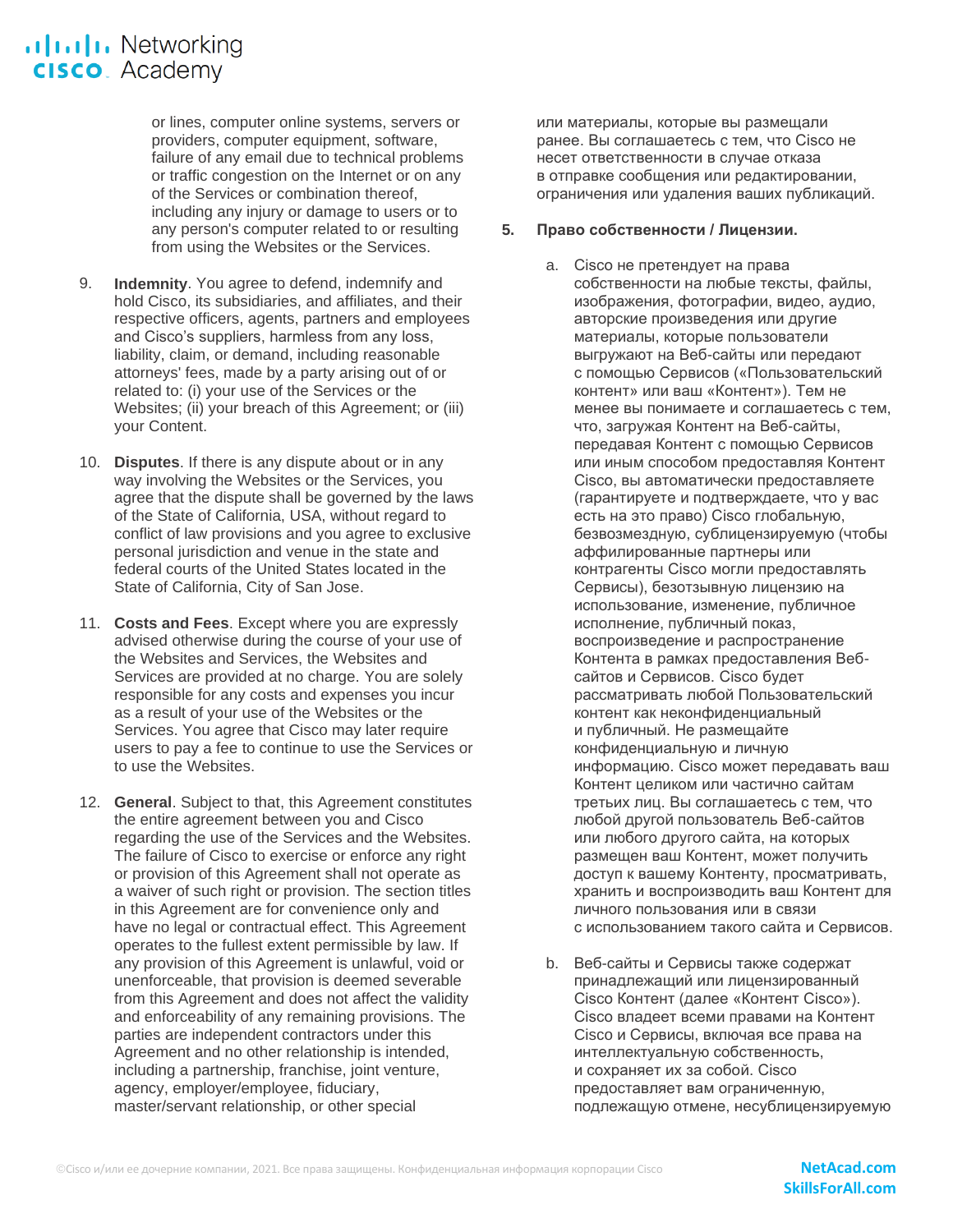or lines, computer online systems, servers or providers, computer equipment, software, failure of any email due to technical problems or traffic congestion on the Internet or on any of the Services or combination thereof, including any injury or damage to users or to any person's computer related to or resulting from using the Websites or the Services.

9. **Indemnity**. You agree to defend, indemnify and hold Cisco, its subsidiaries, and affiliates, and their respective officers, agents, partners and employees and Cisco's suppliers, harmless from any loss, liability, claim, or demand, including reasonable attorneys' fees, made by a party arising out of or related to: (i) your use of the Services or the Websites; (ii) your breach of this Agreement; or (iii) your Content.

10. **Disputes**. If there is any dispute about or in any way involving the Websites or the Services, you agree that the dispute shall be governed by the laws of the State of California, USA, without regard to conflict of law provisions and you agree to exclusive personal jurisdiction and venue in the state and federal courts of the United States located in the State of California, City of San Jose.

11. **Costs and Fees**. Except where you are expressly advised otherwise during the course of your use of the Websites and Services, the Websites and Services are provided at no charge. You are solely responsible for any costs and expenses you incur as a result of your use of the Websites or the Services. You agree that Cisco may later require users to pay a fee to continue to use the Services or to use the Websites.

12. **General**. Subject to that, this Agreement constitutes the entire agreement between you and Cisco regarding the use of the Services and the Websites. The failure of Cisco to exercise or enforce any right or provision of this Agreement shall not operate as a waiver of such right or provision. The section titles in this Agreement are for convenience only and have no legal or contractual effect. This Agreement operates to the fullest extent permissible by law. If any provision of this Agreement is unlawful, void or unenforceable, that provision is deemed severable from this Agreement and does not affect the validity and enforceability of any remaining provisions. The parties are independent contractors under this Agreement and no other relationship is intended, including a partnership, franchise, joint venture, agency, employer/employee, fiduciary, master/servant relationship, or other special

или материалы, которые вы размещали ранее. Вы соглашаетесь с тем, что Cisco не несет ответственности в случае отказа в отправке сообщения или редактировании, ограничения или удаления ваших публикаций.

5. **Право собственности / Лицензии.**

   a. Cisco не претендует на права собственности на любые тексты, файлы, изображения, фотографии, видео, аудио, авторские произведения или другие материалы, которые пользователи выгружают на Веб-сайты или передают с помощью Сервисов («Пользовательский контент» или ваш «Контент»). Тем не менее вы понимаете и соглашаетесь с тем, что, загружая Контент на Веб-сайты, передавая Контент с помощью Сервисов или иным способом предоставляя Контент Cisco, вы автоматически предоставляете (гарантируете и подтверждаете, что у вас есть на это право) Cisco глобальную, безвозмездную, сублицензируемую (чтобы аффилированные партнеры или контрагенты Cisco могли предоставлять Сервисы), безотзывную лицензию на использование, изменение, публичное исполнение, публичный показ, воспроизведение и распространение Контента в рамках предоставления Веб-сайтов и Сервисов. Cisco будет рассматривать любой Пользовательский контент как неконфиденциальный и публичный. Не размещайте конфиденциальную и личную информацию. Cisco может передавать ваш Контент целиком или частично сайтам третьих лиц. Вы соглашаетесь с тем, что любой другой пользователь Веб-сайтов или любого другого сайта, на которых размещен ваш Контент, может получить доступ к вашему Контенту, просматривать, хранить и воспроизводить ваш Контент для личного пользования или в связи с использованием такого сайта и Сервисов.

   b. Веб-сайты и Сервисы также содержат принадлежащий или лицензированный Cisco Контент (далее «Контент Cisco»). Cisco владеет всеми правами на Контент Cisco и Сервисы, включая все права на интеллектуальную собственность, и сохраняет их за собой. Cisco предоставляет вам ограниченную, подлежащую отмене, несублицензируемую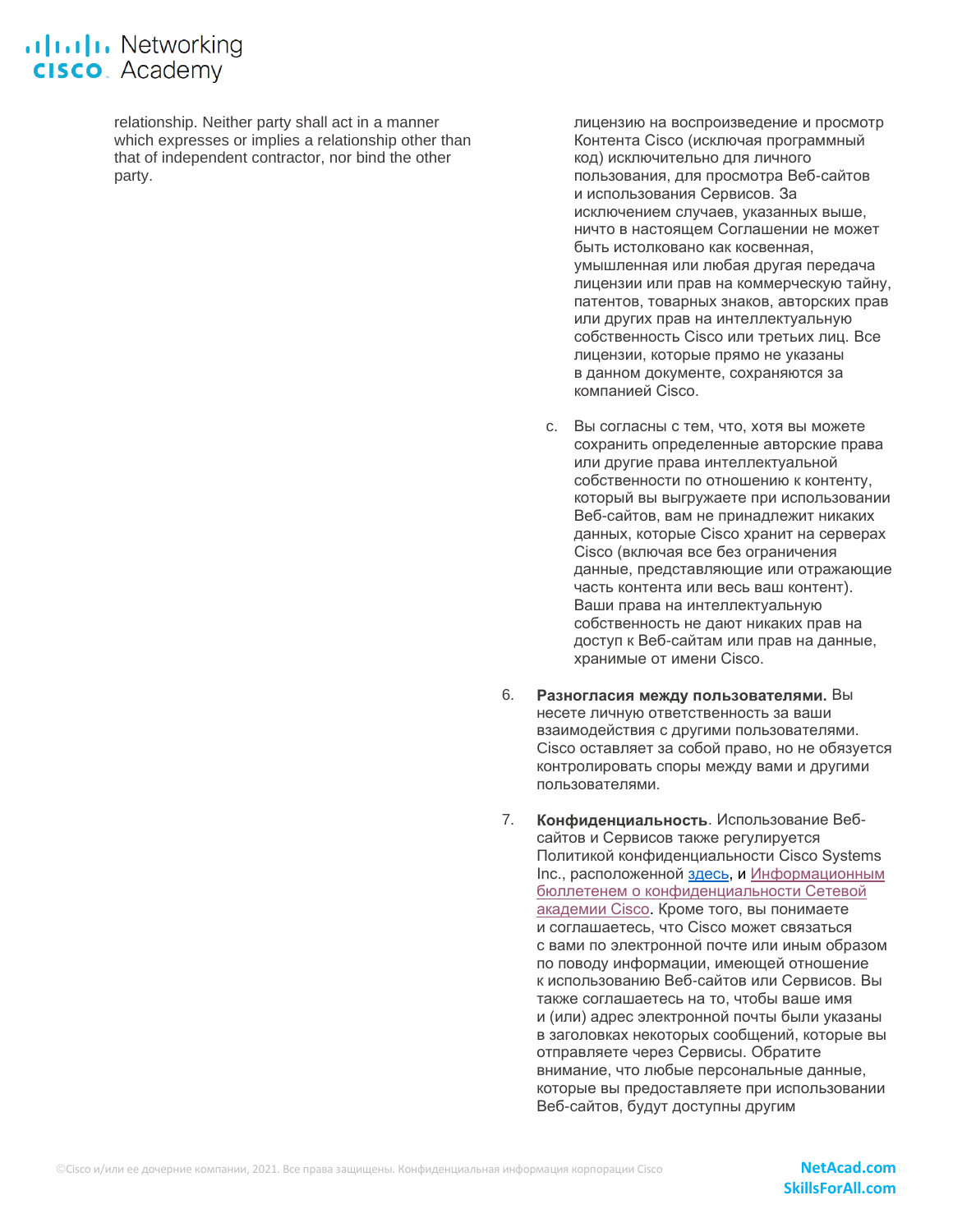relationship. Neither party shall act in a manner which expresses or implies a relationship other than that of independent contractor, nor bind the other party.

лицензию на воспроизведение и просмотр Контента Cisco (исключая программный код) исключительно для личного пользования, для просмотра Веб-сайтов и использования Сервисов. За исключением случаев, указанных выше, ничто в настоящем Соглашении не может быть истолковано как косвенная, умышленная или любая другая передача лицензии или прав на коммерческую тайну, патентов, товарных знаков, авторских прав или других прав на интеллектуальную собственность Cisco или третьих лиц. Все лицензии, которые прямо не указаны в данном документе, сохраняются за компанией Cisco.

c. Вы согласны с тем, что, хотя вы можете сохранить определенные авторские права или другие права интеллектуальной собственности по отношению к контенту, который вы выгружаете при использовании Веб-сайтов, вам не принадлежит никаких данных, которые Cisco хранит на серверах Cisco (включая все без ограничения данные, представляющие или отражающие часть контента или весь ваш контент). Ваши права на интеллектуальную собственность не дают никаких прав на доступ к Веб-сайтам или прав на данные, хранимые от имени Cisco.

6. **Разногласия между пользователями.** Вы несете личную ответственность за ваши взаимодействия с другими пользователями. Cisco оставляет за собой право, но не обязуется контролировать споры между вами и другими пользователями.

7. **Конфиденциальность**. Использование Веб-сайтов и Сервисов также регулируется Политикой конфиденциальности Cisco Systems Inc., расположенной здесь, и Информационным бюллетенем о конфиденциальности Сетевой академии Cisco. Кроме того, вы понимаете и соглашаетесь, что Cisco может связаться с вами по электронной почте или иным образом по поводу информации, имеющей отношение к использованию Веб-сайтов или Сервисов. Вы также соглашаетесь на то, чтобы ваше имя и (или) адрес электронной почты были указаны в заголовках некоторых сообщений, которые вы отправляете через Сервисы. Обратите внимание, что любые персональные данные, которые вы предоставляете при использовании Веб-сайтов, будут доступны другим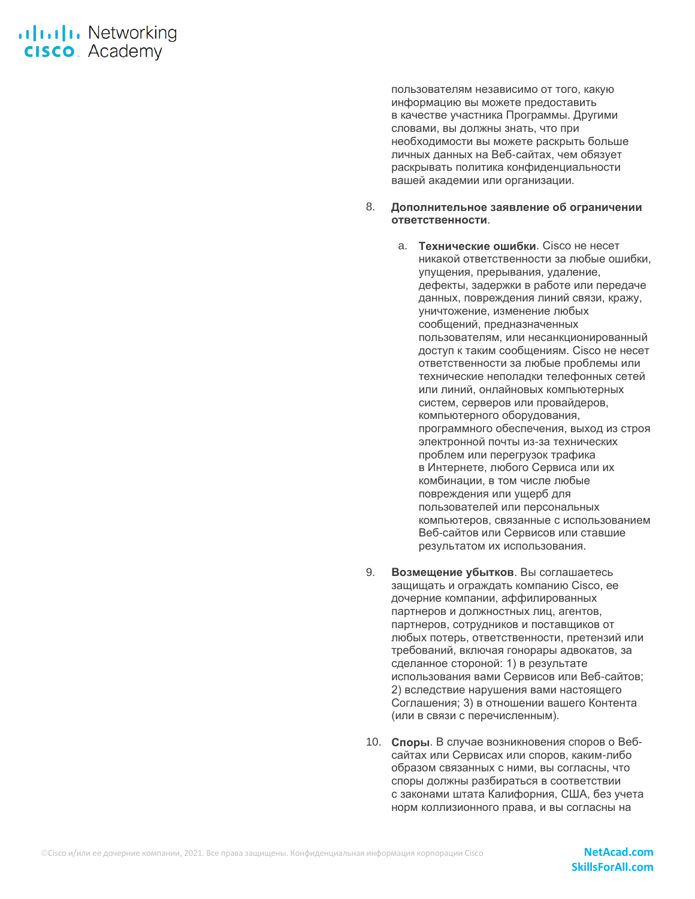пользователям независимо от того, какую информацию вы можете предоставить в качестве участника Программы. Другими словами, вы должны знать, что при необходимости вы можете раскрыть больше личных данных на Веб-сайтах, чем обязует раскрывать политика конфиденциальности вашей академии или организации.

8. **Дополнительное заявление об ограничении ответственности**.

   a. **Технические ошибки**. Cisco не несет никакой ответственности за любые ошибки, упущения, прерывания, удаление, дефекты, задержки в работе или передаче данных, повреждения линий связи, кражу, уничтожение, изменение любых сообщений, предназначенных пользователям, или несанкционированный доступ к таким сообщениям. Cisco не несет ответственности за любые проблемы или технические неполадки телефонных сетей или линий, онлайновых компьютерных систем, серверов или провайдеров, компьютерного оборудования, программного обеспечения, выход из строя электронной почты из-за технических проблем или перегрузок трафика в Интернете, любого Сервиса или их комбинации, в том числе любые повреждения или ущерб для пользователей или персональных компьютеров, связанные с использованием Веб-сайтов или Сервисов или ставшие результатом их использования.

9. **Возмещение убытков**. Вы соглашаетесь защищать и ограждать компанию Cisco, ее дочерние компании, аффилированных партнеров и должностных лиц, агентов, партнеров, сотрудников и поставщиков от любых потерь, ответственности, претензий или требований, включая гонорары адвокатов, за сделанное стороной: 1) в результате использования вами Сервисов или Веб-сайтов; 2) вследствие нарушения вами настоящего Соглашения; 3) в отношении вашего Контента (или в связи с перечисленным).

10. **Споры**. В случае возникновения споров о Веб-сайтах или Сервисах или споров, каким-либо образом связанных с ними, вы согласны, что споры должны разбираться в соответствии с законами штата Калифорния, США, без учета норм коллизионного права, и вы согласны на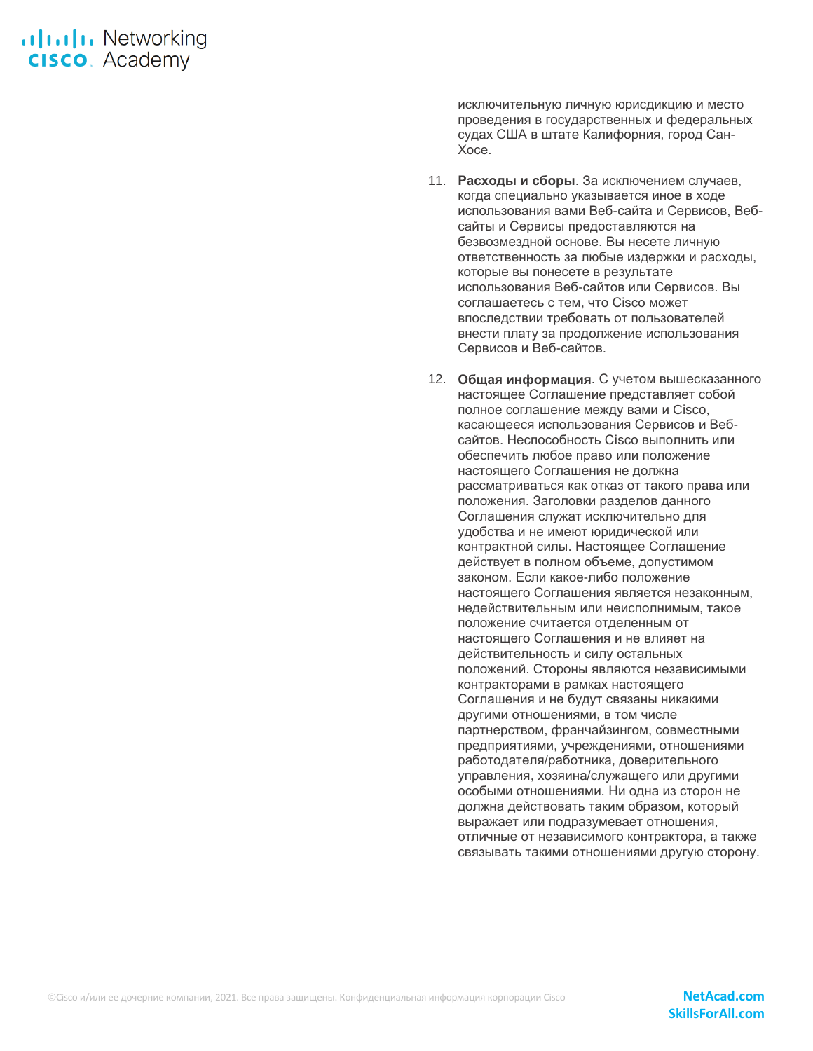исключительную личную юрисдикцию и место проведения в государственных и федеральных судах США в штате Калифорния, город Сан-Хосе.

11. **Расходы и сборы**. За исключением случаев, когда специально указывается иное в ходе использования вами Веб-сайта и Сервисов, Веб-сайты и Сервисы предоставляются на безвозмездной основе. Вы несете личную ответственность за любые издержки и расходы, которые вы понесете в результате использования Веб-сайтов или Сервисов. Вы соглашаетесь с тем, что Cisco может впоследствии требовать от пользователей внести плату за продолжение использования Сервисов и Веб-сайтов.

12. **Общая информация**. С учетом вышесказанного настоящее Соглашение представляет собой полное соглашение между вами и Cisco, касающееся использования Сервисов и Веб-сайтов. Неспособность Cisco выполнить или обеспечить любое право или положение настоящего Соглашения не должна рассматриваться как отказ от такого права или положения. Заголовки разделов данного Соглашения служат исключительно для удобства и не имеют юридической или контрактной силы. Настоящее Соглашение действует в полном объеме, допустимом законом. Если какое-либо положение настоящего Соглашения является незаконным, недействительным или неисполнимым, такое положение считается отделенным от настоящего Соглашения и не влияет на действительность и силу остальных положений. Стороны являются независимыми контракторами в рамках настоящего Соглашения и не будут связаны никакими другими отношениями, в том числе партнерством, франчайзингом, совместными предприятиями, учреждениями, отношениями работодателя/работника, доверительного управления, хозяина/служащего или другими особыми отношениями. Ни одна из сторон не должна действовать таким образом, который выражает или подразумевает отношения, отличные от независимого контрактора, а также связывать такими отношениями другую сторону.